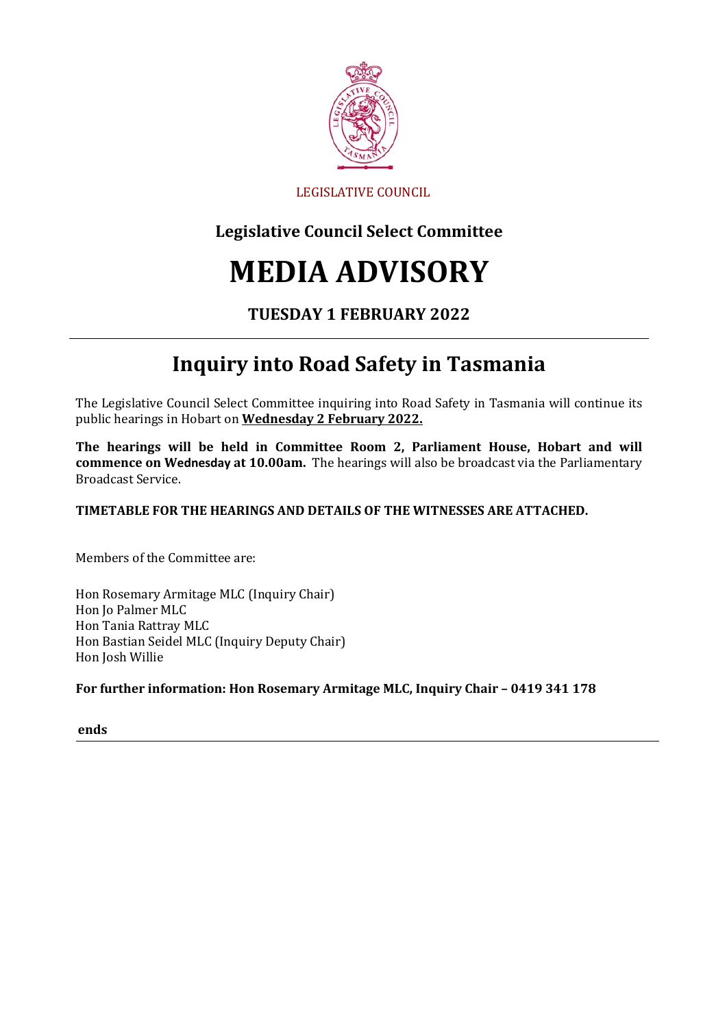LEGISLATIVE COUNCIL

## Legislative Council Select Committee

# MEDIA ADVISORY

### TUESDAY 1 FEBRUARY 2022

---

# Inquiry into Road Safety in Tasmania

The Legislative Council Select Committee inquiring into Road Safety in Tasmania will continue its public hearings in Hobart on **Wednesday 2 February 2022.**

**The hearings will be held in Committee Room 2, Parliament House, Hobart and will commence on Wednesday at 10.00am.** The hearings will also be broadcast via the Parliamentary Broadcast Service.

**TIMETABLE FOR THE HEARINGS AND DETAILS OF THE WITNESSES ARE ATTACHED.**

Members of the Committee are:

Hon Rosemary Armitage MLC (Inquiry Chair)
Hon Jo Palmer MLC
Hon Tania Rattray MLC
Hon Bastian Seidel MLC (Inquiry Deputy Chair)
Hon Josh Willie

**For further information: Hon Rosemary Armitage MLC, Inquiry Chair – 0419 341 178**

**ends**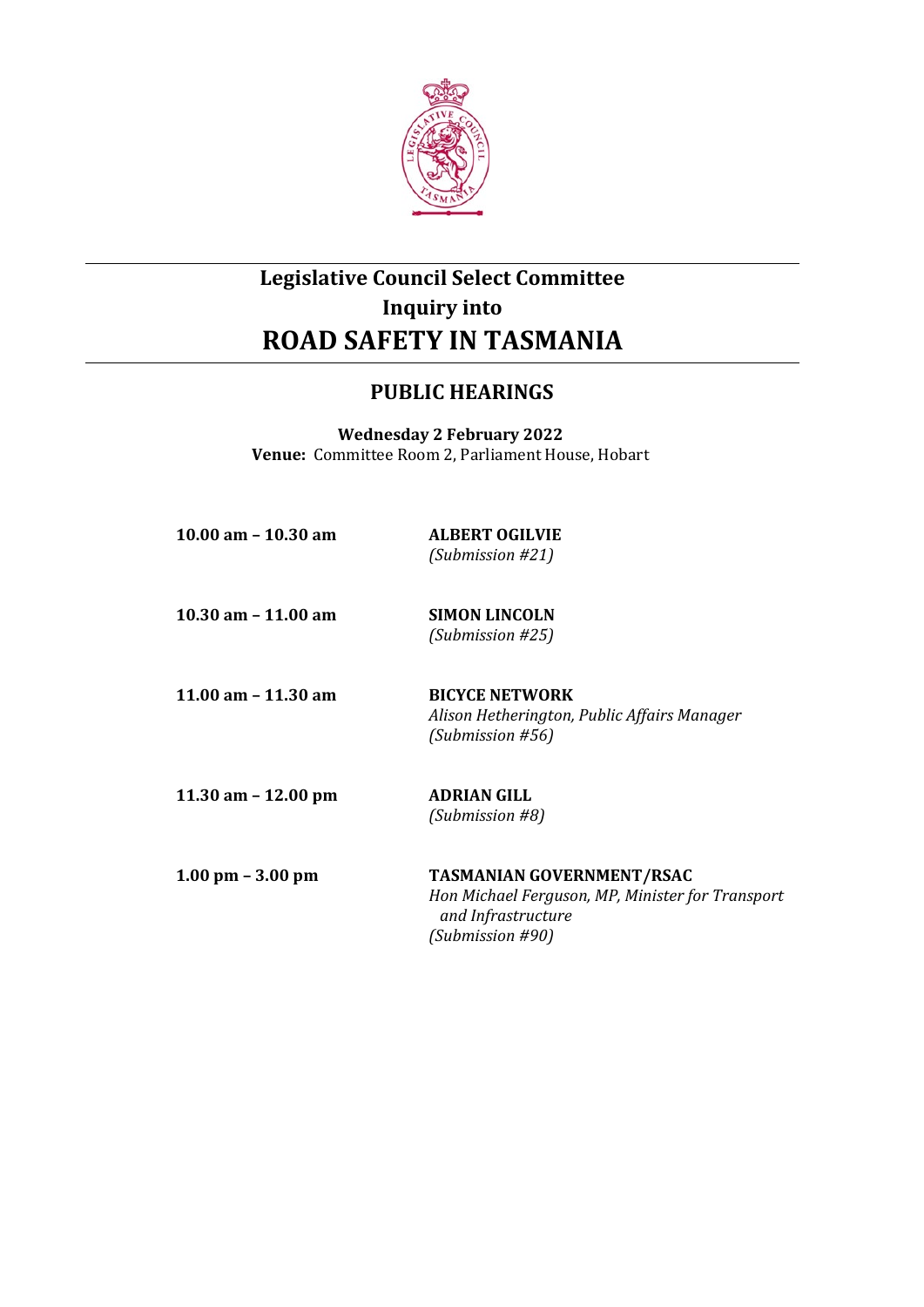## Legislative Council Select Committee
## Inquiry into
# ROAD SAFETY IN TASMANIA

## PUBLIC HEARINGS

**Wednesday 2 February 2022**
**Venue:** Committee Room 2, Parliament House, Hobart

| | |
|---|---|
| **10.00 am – 10.30 am** | **ALBERT OGILVIE**<br>*(Submission #21)* |
| **10.30 am – 11.00 am** | **SIMON LINCOLN**<br>*(Submission #25)* |
| **11.00 am – 11.30 am** | **BICYCE NETWORK**<br>*Alison Hetherington, Public Affairs Manager*<br>*(Submission #56)* |
| **11.30 am – 12.00 pm** | **ADRIAN GILL**<br>*(Submission #8)* |
| **1.00 pm – 3.00 pm** | **TASMANIAN GOVERNMENT/RSAC**<br>*Hon Michael Ferguson, MP, Minister for Transport and Infrastructure*<br>*(Submission #90)* |